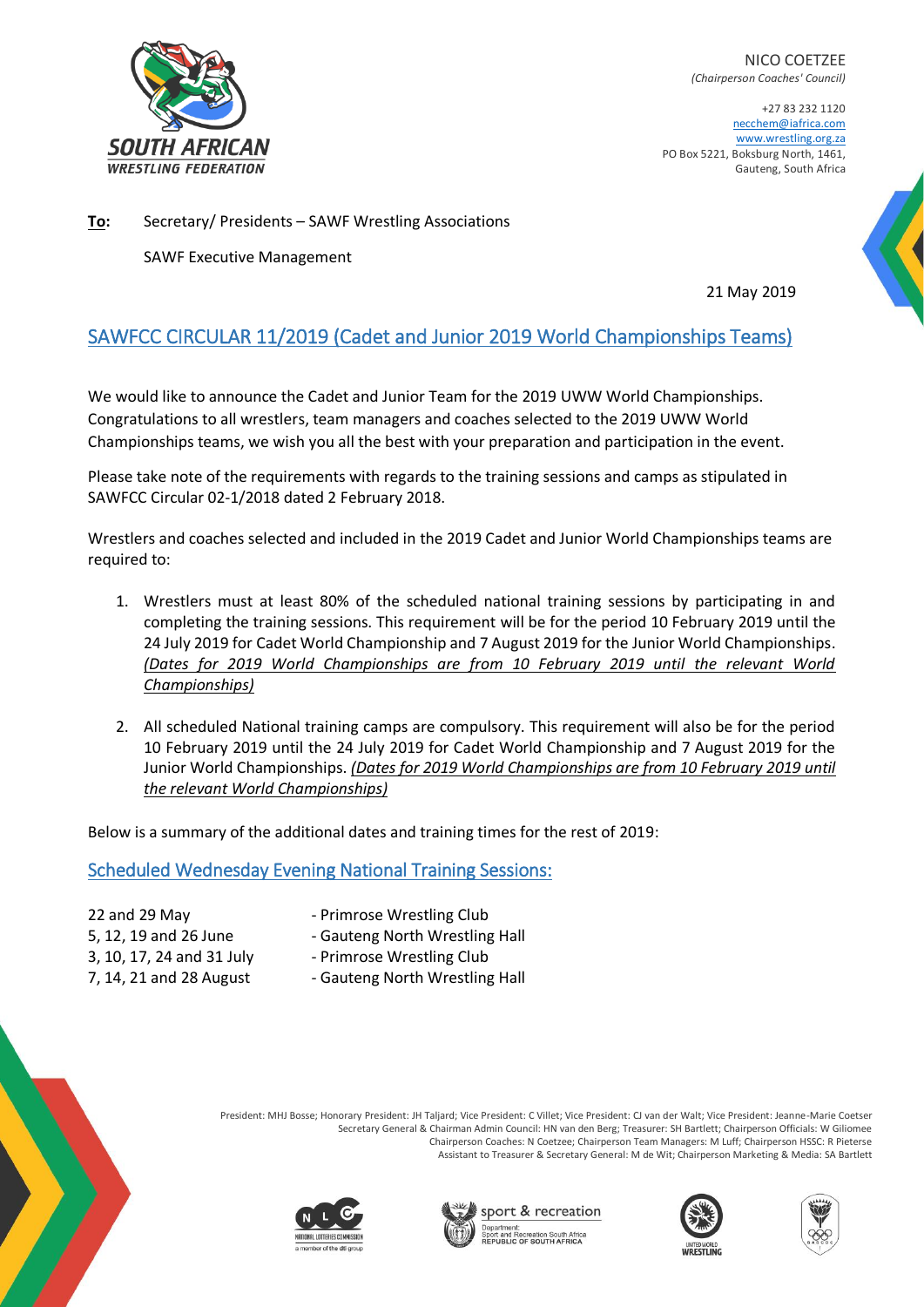SOUTH AFRICAN WRESTLING FEDERATION

NICO COETZEE
*(Chairperson Coaches' Council)*

+27 83 232 1120
necchem@iafrica.com
www.wrestling.org.za
PO Box 5221, Boksburg North, 1461,
Gauteng, South Africa

**To:** Secretary/ Presidents – SAWF Wrestling Associations

SAWF Executive Management

21 May 2019

## SAWFCC CIRCULAR 11/2019 (Cadet and Junior 2019 World Championships Teams)

We would like to announce the Cadet and Junior Team for the 2019 UWW World Championships. Congratulations to all wrestlers, team managers and coaches selected to the 2019 UWW World Championships teams, we wish you all the best with your preparation and participation in the event.

Please take note of the requirements with regards to the training sessions and camps as stipulated in SAWFCC Circular 02-1/2018 dated 2 February 2018.

Wrestlers and coaches selected and included in the 2019 Cadet and Junior World Championships teams are required to:

1. Wrestlers must at least 80% of the scheduled national training sessions by participating in and completing the training sessions. This requirement will be for the period 10 February 2019 until the 24 July 2019 for Cadet World Championship and 7 August 2019 for the Junior World Championships. *(Dates for 2019 World Championships are from 10 February 2019 until the relevant World Championships)*

2. All scheduled National training camps are compulsory. This requirement will also be for the period 10 February 2019 until the 24 July 2019 for Cadet World Championship and 7 August 2019 for the Junior World Championships. *(Dates for 2019 World Championships are from 10 February 2019 until the relevant World Championships)*

Below is a summary of the additional dates and training times for the rest of 2019:

### Scheduled Wednesday Evening National Training Sessions:

| | |
|---|---|
| 22 and 29 May | - Primrose Wrestling Club |
| 5, 12, 19 and 26 June | - Gauteng North Wrestling Hall |
| 3, 10, 17, 24 and 31 July | - Primrose Wrestling Club |
| 7, 14, 21 and 28 August | - Gauteng North Wrestling Hall |

President: MHJ Bosse; Honorary President: JH Taljard; Vice President: C Villet; Vice President: CJ van der Walt; Vice President: Jeanne-Marie Coetser
Secretary General & Chairman Admin Council: HN van den Berg; Treasurer: SH Bartlett; Chairperson Officials: W Giliomee
Chairperson Coaches: N Coetzee; Chairperson Team Managers: M Luff; Chairperson HSSC: R Pieterse
Assistant to Treasurer & Secretary General: M de Wit; Chairperson Marketing & Media: SA Bartlett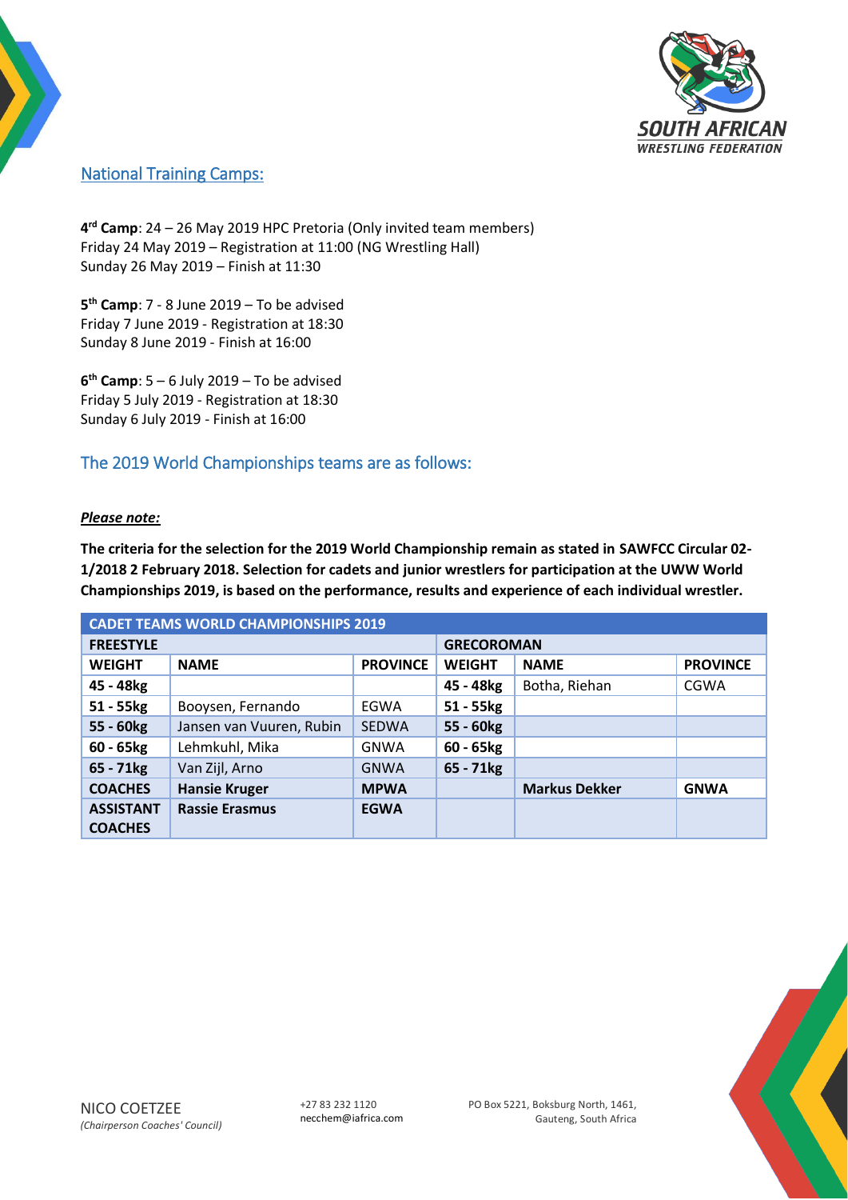## National Training Camps:

**4th Camp**: 24 – 26 May 2019 HPC Pretoria (Only invited team members)
Friday 24 May 2019 – Registration at 11:00 (NG Wrestling Hall)
Sunday 26 May 2019 – Finish at 11:30

**5th Camp**: 7 - 8 June 2019 – To be advised
Friday 7 June 2019 - Registration at 18:30
Sunday 8 June 2019 - Finish at 16:00

**6th Camp**: 5 – 6 July 2019 – To be advised
Friday 5 July 2019 - Registration at 18:30
Sunday 6 July 2019 - Finish at 16:00

## The 2019 World Championships teams are as follows:

***Please note:***

**The criteria for the selection for the 2019 World Championship remain as stated in SAWFCC Circular 02-1/2018 2 February 2018. Selection for cadets and junior wrestlers for participation at the UWW World Championships 2019, is based on the performance, results and experience of each individual wrestler.**

| **CADET TEAMS WORLD CHAMPIONSHIPS 2019** | | | | | |
|---|---|---|---|---|---|
| **FREESTYLE** | | | **GRECOROMAN** | | |
| **WEIGHT** | **NAME** | **PROVINCE** | **WEIGHT** | **NAME** | **PROVINCE** |
| **45 - 48kg** | | | **45 - 48kg** | Botha, Riehan | CGWA |
| **51 - 55kg** | Booysen, Fernando | EGWA | **51 - 55kg** | | |
| **55 - 60kg** | Jansen van Vuuren, Rubin | SEDWA | **55 - 60kg** | | |
| **60 - 65kg** | Lehmkuhl, Mika | GNWA | **60 - 65kg** | | |
| **65 - 71kg** | Van Zijl, Arno | GNWA | **65 - 71kg** | | |
| **COACHES** | **Hansie Kruger** | **MPWA** | | **Markus Dekker** | **GNWA** |
| **ASSISTANT COACHES** | **Rassie Erasmus** | **EGWA** | | | |

NICO COETZEE
*(Chairperson Coaches' Council)*

+27 83 232 1120
necchem@iafrica.com

PO Box 5221, Boksburg North, 1461,
Gauteng, South Africa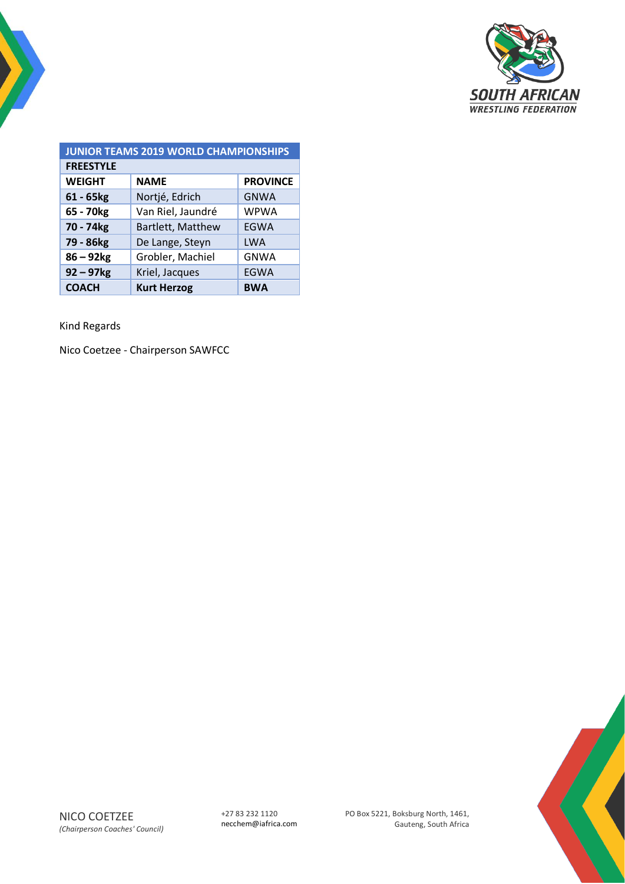| JUNIOR TEAMS 2019 WORLD CHAMPIONSHIPS | | |
| --- | --- | --- |
| **FREESTYLE** | | |
| **WEIGHT** | **NAME** | **PROVINCE** |
| **61 - 65kg** | Nortjé, Edrich | GNWA |
| **65 - 70kg** | Van Riel, Jaundré | WPWA |
| **70 - 74kg** | Bartlett, Matthew | EGWA |
| **79 - 86kg** | De Lange, Steyn | LWA |
| **86 – 92kg** | Grobler, Machiel | GNWA |
| **92 – 97kg** | Kriel, Jacques | EGWA |
| **COACH** | **Kurt Herzog** | **BWA** |

Kind Regards

Nico Coetzee - Chairperson SAWFCC